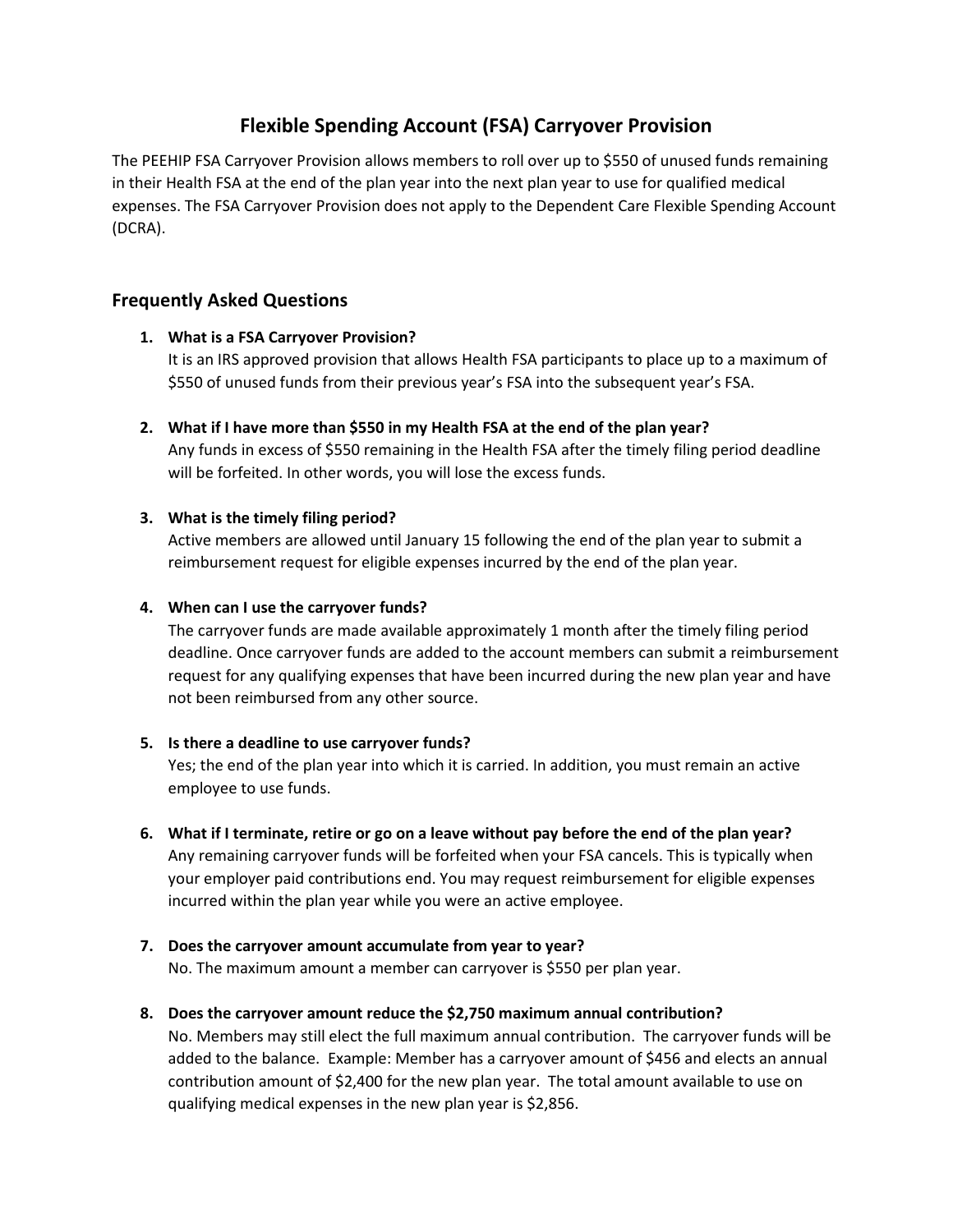# Flexible Spending Account (FSA) Carryover Provision

The PEEHIP FSA Carryover Provision allows members to roll over up to $550 of unused funds remaining in their Health FSA at the end of the plan year into the next plan year to use for qualified medical expenses. The FSA Carryover Provision does not apply to the Dependent Care Flexible Spending Account (DCRA).

## Frequently Asked Questions

1. **What is a FSA Carryover Provision?**
   It is an IRS approved provision that allows Health FSA participants to place up to a maximum of $550 of unused funds from their previous year's FSA into the subsequent year's FSA.

2. **What if I have more than $550 in my Health FSA at the end of the plan year?**
   Any funds in excess of $550 remaining in the Health FSA after the timely filing period deadline will be forfeited. In other words, you will lose the excess funds.

3. **What is the timely filing period?**
   Active members are allowed until January 15 following the end of the plan year to submit a reimbursement request for eligible expenses incurred by the end of the plan year.

4. **When can I use the carryover funds?**
   The carryover funds are made available approximately 1 month after the timely filing period deadline. Once carryover funds are added to the account members can submit a reimbursement request for any qualifying expenses that have been incurred during the new plan year and have not been reimbursed from any other source.

5. **Is there a deadline to use carryover funds?**
   Yes; the end of the plan year into which it is carried. In addition, you must remain an active employee to use funds.

6. **What if I terminate, retire or go on a leave without pay before the end of the plan year?**
   Any remaining carryover funds will be forfeited when your FSA cancels. This is typically when your employer paid contributions end. You may request reimbursement for eligible expenses incurred within the plan year while you were an active employee.

7. **Does the carryover amount accumulate from year to year?**
   No. The maximum amount a member can carryover is $550 per plan year.

8. **Does the carryover amount reduce the $2,750 maximum annual contribution?**
   No. Members may still elect the full maximum annual contribution. The carryover funds will be added to the balance. Example: Member has a carryover amount of $456 and elects an annual contribution amount of $2,400 for the new plan year. The total amount available to use on qualifying medical expenses in the new plan year is $2,856.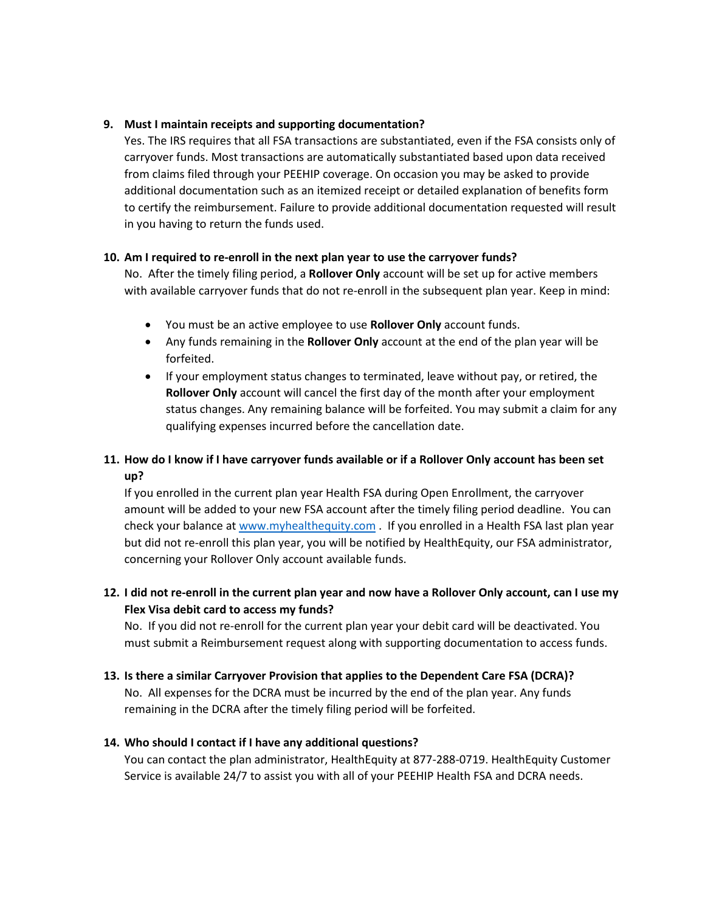9. **Must I maintain receipts and supporting documentation?**
   Yes. The IRS requires that all FSA transactions are substantiated, even if the FSA consists only of carryover funds. Most transactions are automatically substantiated based upon data received from claims filed through your PEEHIP coverage. On occasion you may be asked to provide additional documentation such as an itemized receipt or detailed explanation of benefits form to certify the reimbursement. Failure to provide additional documentation requested will result in you having to return the funds used.

10. **Am I required to re-enroll in the next plan year to use the carryover funds?**
    No. After the timely filing period, a **Rollover Only** account will be set up for active members with available carryover funds that do not re-enroll in the subsequent plan year. Keep in mind:

    - You must be an active employee to use **Rollover Only** account funds.
    - Any funds remaining in the **Rollover Only** account at the end of the plan year will be forfeited.
    - If your employment status changes to terminated, leave without pay, or retired, the **Rollover Only** account will cancel the first day of the month after your employment status changes. Any remaining balance will be forfeited. You may submit a claim for any qualifying expenses incurred before the cancellation date.

11. **How do I know if I have carryover funds available or if a Rollover Only account has been set up?**
    If you enrolled in the current plan year Health FSA during Open Enrollment, the carryover amount will be added to your new FSA account after the timely filing period deadline. You can check your balance at [www.myhealthequity.com](http://www.myhealthequity.com) . If you enrolled in a Health FSA last plan year but did not re-enroll this plan year, you will be notified by HealthEquity, our FSA administrator, concerning your Rollover Only account available funds.

12. **I did not re-enroll in the current plan year and now have a Rollover Only account, can I use my Flex Visa debit card to access my funds?**
    No. If you did not re-enroll for the current plan year your debit card will be deactivated. You must submit a Reimbursement request along with supporting documentation to access funds.

13. **Is there a similar Carryover Provision that applies to the Dependent Care FSA (DCRA)?**
    No. All expenses for the DCRA must be incurred by the end of the plan year. Any funds remaining in the DCRA after the timely filing period will be forfeited.

14. **Who should I contact if I have any additional questions?**
    You can contact the plan administrator, HealthEquity at 877-288-0719. HealthEquity Customer Service is available 24/7 to assist you with all of your PEEHIP Health FSA and DCRA needs.